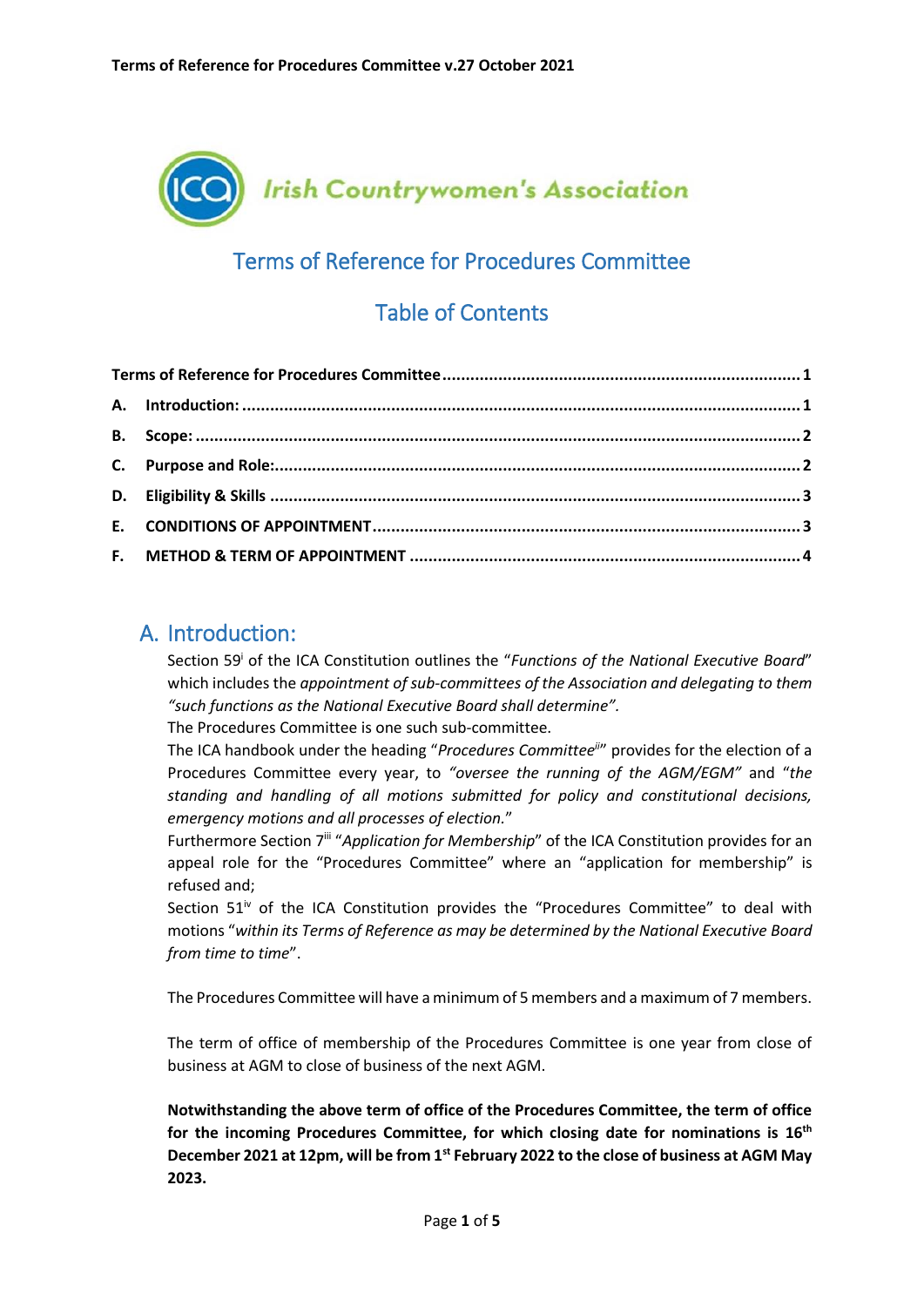Irish Countrywomen's Association

# Terms of Reference for Procedures Committee

## Table of Contents

- **Terms of Reference for Procedures Committee** ..... 1
- **A. Introduction:** ..... 1
- **B. Scope:** ..... 2
- **C. Purpose and Role:** ..... 2
- **D. Eligibility & Skills** ..... 3
- **E. CONDITIONS OF APPOINTMENT** ..... 3
- **F. METHOD & TERM OF APPOINTMENT** ..... 4

## A. Introduction:

Section 59[i] of the ICA Constitution outlines the "*Functions of the National Executive Board*" which includes the *appointment of sub-committees of the Association and delegating to them "such functions as the National Executive Board shall determine".*

The Procedures Committee is one such sub-committee.

The ICA handbook under the heading "*Procedures Committee*[ii]" provides for the election of a Procedures Committee every year, to *"oversee the running of the AGM/EGM"* and "*the standing and handling of all motions submitted for policy and constitutional decisions, emergency motions and all processes of election.*"

Furthermore Section 7[iii] "*Application for Membership*" of the ICA Constitution provides for an appeal role for the "Procedures Committee" where an "application for membership" is refused and;

Section 51[iv] of the ICA Constitution provides the "Procedures Committee" to deal with motions "*within its Terms of Reference as may be determined by the National Executive Board from time to time*".

The Procedures Committee will have a minimum of 5 members and a maximum of 7 members.

The term of office of membership of the Procedures Committee is one year from close of business at AGM to close of business of the next AGM.

**Notwithstanding the above term of office of the Procedures Committee, the term of office for the incoming Procedures Committee, for which closing date for nominations is 16th December 2021 at 12pm, will be from 1st February 2022 to the close of business at AGM May 2023.**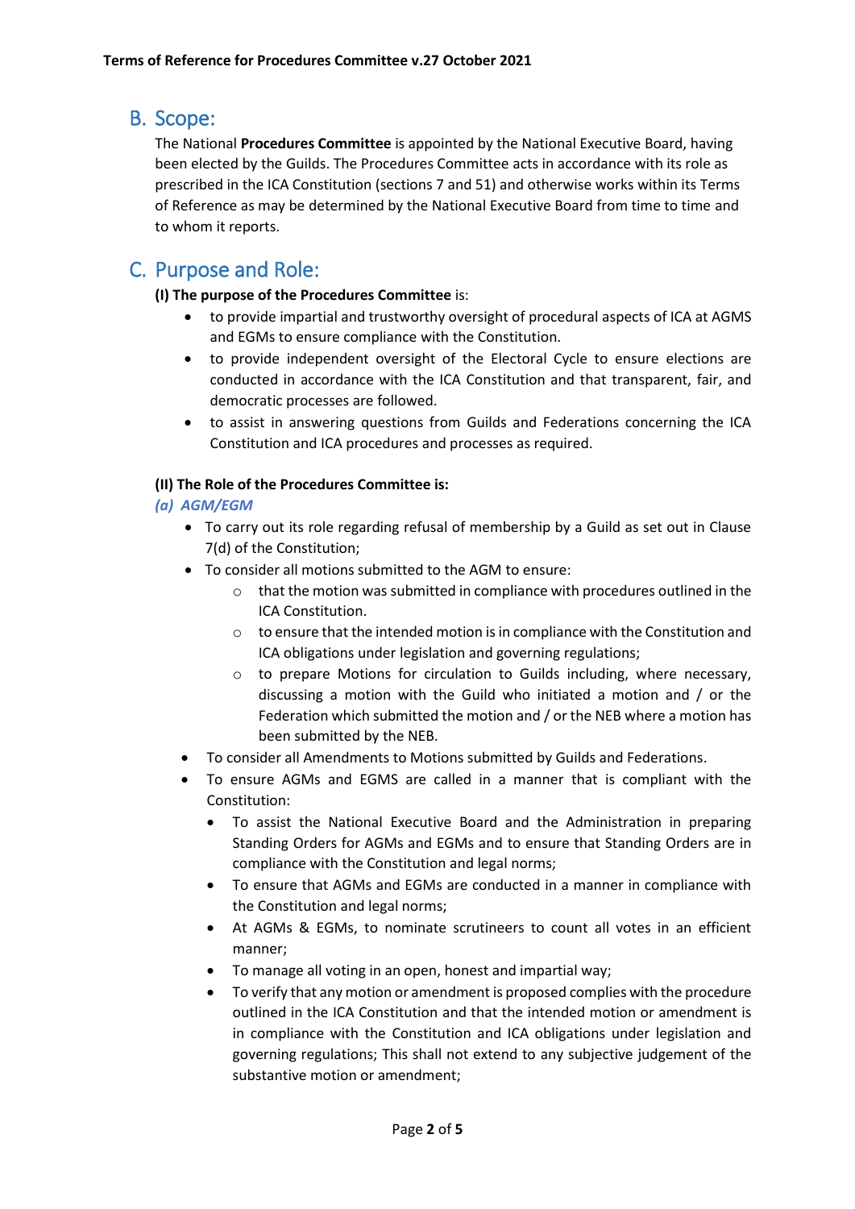## B. Scope:

The National **Procedures Committee** is appointed by the National Executive Board, having been elected by the Guilds. The Procedures Committee acts in accordance with its role as prescribed in the ICA Constitution (sections 7 and 51) and otherwise works within its Terms of Reference as may be determined by the National Executive Board from time to time and to whom it reports.

## C. Purpose and Role:

**(I) The purpose of the Procedures Committee** is:

- to provide impartial and trustworthy oversight of procedural aspects of ICA at AGMS and EGMs to ensure compliance with the Constitution.
- to provide independent oversight of the Electoral Cycle to ensure elections are conducted in accordance with the ICA Constitution and that transparent, fair, and democratic processes are followed.
- to assist in answering questions from Guilds and Federations concerning the ICA Constitution and ICA procedures and processes as required.

**(II) The Role of the Procedures Committee is:**

***(a) AGM/EGM***

- To carry out its role regarding refusal of membership by a Guild as set out in Clause 7(d) of the Constitution;
- To consider all motions submitted to the AGM to ensure:
  - that the motion was submitted in compliance with procedures outlined in the ICA Constitution.
  - to ensure that the intended motion is in compliance with the Constitution and ICA obligations under legislation and governing regulations;
  - to prepare Motions for circulation to Guilds including, where necessary, discussing a motion with the Guild who initiated a motion and / or the Federation which submitted the motion and / or the NEB where a motion has been submitted by the NEB.
- To consider all Amendments to Motions submitted by Guilds and Federations.
- To ensure AGMs and EGMS are called in a manner that is compliant with the Constitution:
  - To assist the National Executive Board and the Administration in preparing Standing Orders for AGMs and EGMs and to ensure that Standing Orders are in compliance with the Constitution and legal norms;
  - To ensure that AGMs and EGMs are conducted in a manner in compliance with the Constitution and legal norms;
  - At AGMs & EGMs, to nominate scrutineers to count all votes in an efficient manner;
  - To manage all voting in an open, honest and impartial way;
  - To verify that any motion or amendment is proposed complies with the procedure outlined in the ICA Constitution and that the intended motion or amendment is in compliance with the Constitution and ICA obligations under legislation and governing regulations; This shall not extend to any subjective judgement of the substantive motion or amendment;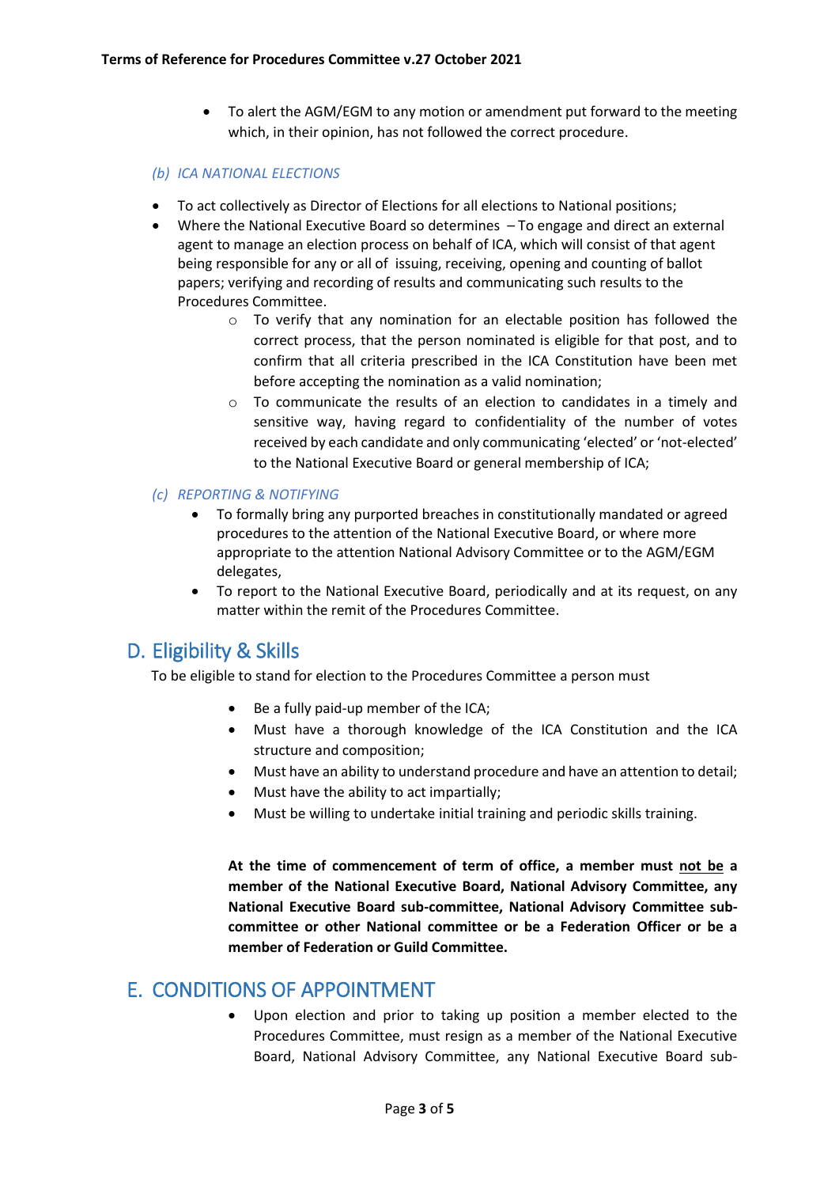- To alert the AGM/EGM to any motion or amendment put forward to the meeting which, in their opinion, has not followed the correct procedure.

*(b) ICA NATIONAL ELECTIONS*

- To act collectively as Director of Elections for all elections to National positions;
- Where the National Executive Board so determines – To engage and direct an external agent to manage an election process on behalf of ICA, which will consist of that agent being responsible for any or all of issuing, receiving, opening and counting of ballot papers; verifying and recording of results and communicating such results to the Procedures Committee.
    - To verify that any nomination for an electable position has followed the correct process, that the person nominated is eligible for that post, and to confirm that all criteria prescribed in the ICA Constitution have been met before accepting the nomination as a valid nomination;
    - To communicate the results of an election to candidates in a timely and sensitive way, having regard to confidentiality of the number of votes received by each candidate and only communicating 'elected' or 'not-elected' to the National Executive Board or general membership of ICA;

*(c) REPORTING & NOTIFYING*

- To formally bring any purported breaches in constitutionally mandated or agreed procedures to the attention of the National Executive Board, or where more appropriate to the attention National Advisory Committee or to the AGM/EGM delegates,
- To report to the National Executive Board, periodically and at its request, on any matter within the remit of the Procedures Committee.

## D. Eligibility & Skills

To be eligible to stand for election to the Procedures Committee a person must

- Be a fully paid-up member of the ICA;
- Must have a thorough knowledge of the ICA Constitution and the ICA structure and composition;
- Must have an ability to understand procedure and have an attention to detail;
- Must have the ability to act impartially;
- Must be willing to undertake initial training and periodic skills training.

**At the time of commencement of term of office, a member must <u>not be</u> a member of the National Executive Board, National Advisory Committee, any National Executive Board sub-committee, National Advisory Committee sub-committee or other National committee or be a Federation Officer or be a member of Federation or Guild Committee.**

## E. CONDITIONS OF APPOINTMENT

- Upon election and prior to taking up position a member elected to the Procedures Committee, must resign as a member of the National Executive Board, National Advisory Committee, any National Executive Board sub-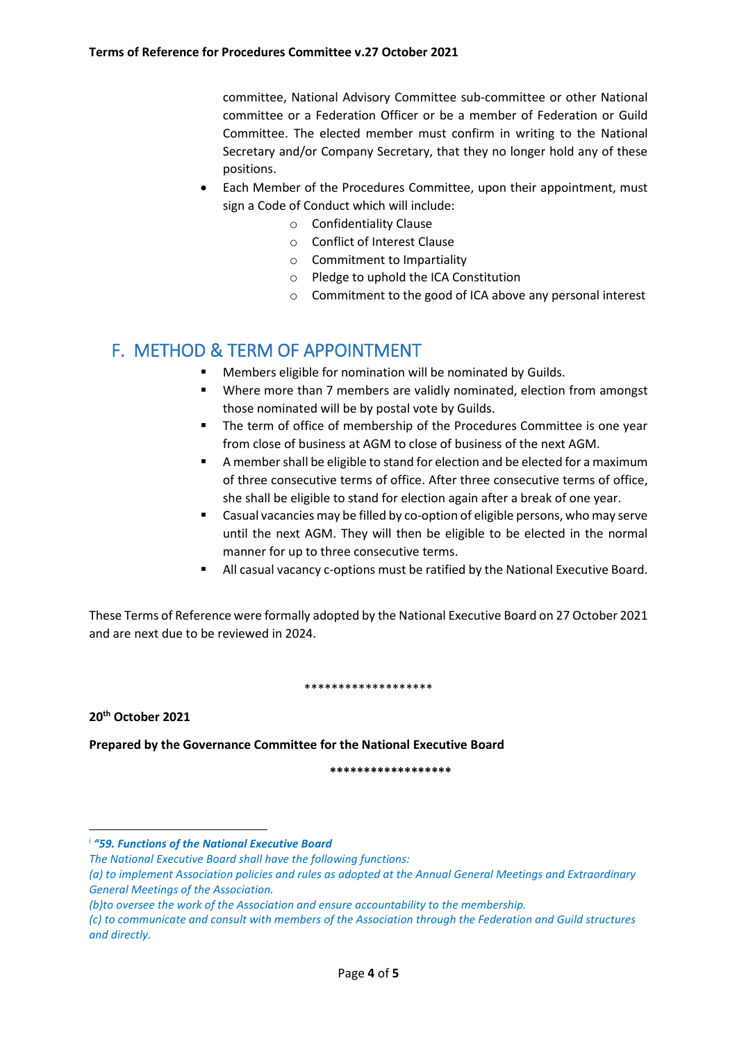committee, National Advisory Committee sub-committee or other National committee or a Federation Officer or be a member of Federation or Guild Committee. The elected member must confirm in writing to the National Secretary and/or Company Secretary, that they no longer hold any of these positions.

- Each Member of the Procedures Committee, upon their appointment, must sign a Code of Conduct which will include:
  - Confidentiality Clause
  - Conflict of Interest Clause
  - Commitment to Impartiality
  - Pledge to uphold the ICA Constitution
  - Commitment to the good of ICA above any personal interest

## F. METHOD & TERM OF APPOINTMENT

- Members eligible for nomination will be nominated by Guilds.
- Where more than 7 members are validly nominated, election from amongst those nominated will be by postal vote by Guilds.
- The term of office of membership of the Procedures Committee is one year from close of business at AGM to close of business of the next AGM.
- A member shall be eligible to stand for election and be elected for a maximum of three consecutive terms of office. After three consecutive terms of office, she shall be eligible to stand for election again after a break of one year.
- Casual vacancies may be filled by co-option of eligible persons, who may serve until the next AGM. They will then be eligible to be elected in the normal manner for up to three consecutive terms.
- All casual vacancy c-options must be ratified by the National Executive Board.

These Terms of Reference were formally adopted by the National Executive Board on 27 October 2021 and are next due to be reviewed in 2024.

*******************

**20th October 2021**

**Prepared by the Governance Committee for the National Executive Board**

*****************

---

[i] ***"59. Functions of the National Executive Board***

*The National Executive Board shall have the following functions:*

*(a) to implement Association policies and rules as adopted at the Annual General Meetings and Extraordinary General Meetings of the Association.*

*(b)to oversee the work of the Association and ensure accountability to the membership.*

*(c) to communicate and consult with members of the Association through the Federation and Guild structures and directly.*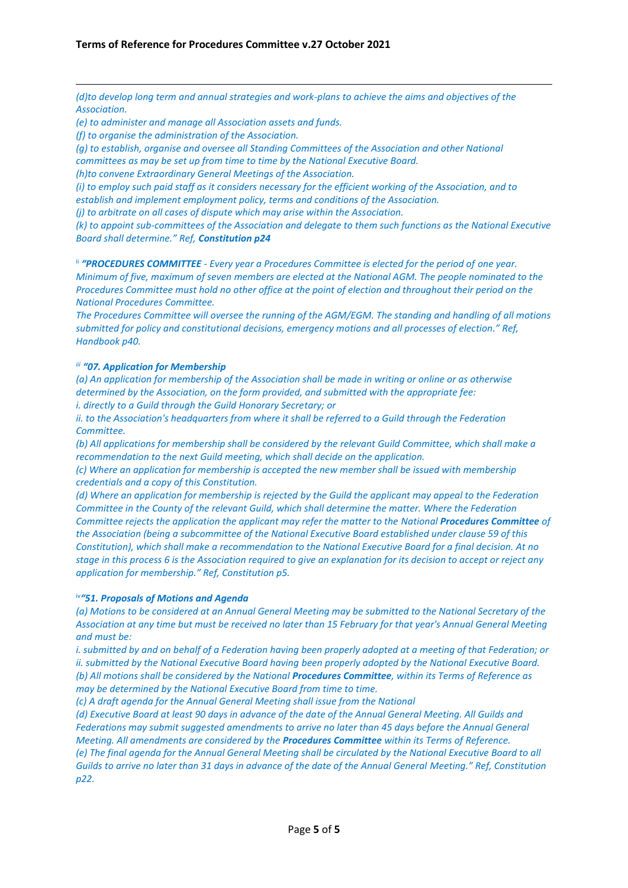*(d)to develop long term and annual strategies and work-plans to achieve the aims and objectives of the Association.*

*(e) to administer and manage all Association assets and funds.*

*(f) to organise the administration of the Association.*

*(g) to establish, organise and oversee all Standing Committees of the Association and other National committees as may be set up from time to time by the National Executive Board.*

*(h)to convene Extraordinary General Meetings of the Association.*

*(i) to employ such paid staff as it considers necessary for the efficient working of the Association, and to establish and implement employment policy, terms and conditions of the Association.*

*(j) to arbitrate on all cases of dispute which may arise within the Association.*

*(k) to appoint sub-committees of the Association and delegate to them such functions as the National Executive Board shall determine." Ref,* ***Constitution p24***

[ii] ***"PROCEDURES COMMITTEE*** *- Every year a Procedures Committee is elected for the period of one year. Minimum of five, maximum of seven members are elected at the National AGM. The people nominated to the Procedures Committee must hold no other office at the point of election and throughout their period on the National Procedures Committee.*

*The Procedures Committee will oversee the running of the AGM/EGM. The standing and handling of all motions submitted for policy and constitutional decisions, emergency motions and all processes of election." Ref, Handbook p40.*

[iii] ***"07. Application for Membership***

*(a) An application for membership of the Association shall be made in writing or online or as otherwise determined by the Association, on the form provided, and submitted with the appropriate fee:*

*i. directly to a Guild through the Guild Honorary Secretary; or*

*ii. to the Association's headquarters from where it shall be referred to a Guild through the Federation Committee.*

*(b) All applications for membership shall be considered by the relevant Guild Committee, which shall make a recommendation to the next Guild meeting, which shall decide on the application.*

*(c) Where an application for membership is accepted the new member shall be issued with membership credentials and a copy of this Constitution.*

*(d) Where an application for membership is rejected by the Guild the applicant may appeal to the Federation Committee in the County of the relevant Guild, which shall determine the matter. Where the Federation Committee rejects the application the applicant may refer the matter to the National* ***Procedures Committee*** *of the Association (being a subcommittee of the National Executive Board established under clause 59 of this Constitution), which shall make a recommendation to the National Executive Board for a final decision. At no stage in this process 6 is the Association required to give an explanation for its decision to accept or reject any application for membership." Ref, Constitution p5.*

[iv] ***"51. Proposals of Motions and Agenda***

*(a) Motions to be considered at an Annual General Meeting may be submitted to the National Secretary of the Association at any time but must be received no later than 15 February for that year's Annual General Meeting and must be:*

*i. submitted by and on behalf of a Federation having been properly adopted at a meeting of that Federation; or*

*ii. submitted by the National Executive Board having been properly adopted by the National Executive Board.*

*(b) All motions shall be considered by the National* ***Procedures Committee****, within its Terms of Reference as may be determined by the National Executive Board from time to time.*

*(c) A draft agenda for the Annual General Meeting shall issue from the National*

*(d) Executive Board at least 90 days in advance of the date of the Annual General Meeting. All Guilds and Federations may submit suggested amendments to arrive no later than 45 days before the Annual General Meeting. All amendments are considered by the* ***Procedures Committee*** *within its Terms of Reference.*

*(e) The final agenda for the Annual General Meeting shall be circulated by the National Executive Board to all Guilds to arrive no later than 31 days in advance of the date of the Annual General Meeting." Ref, Constitution p22.*